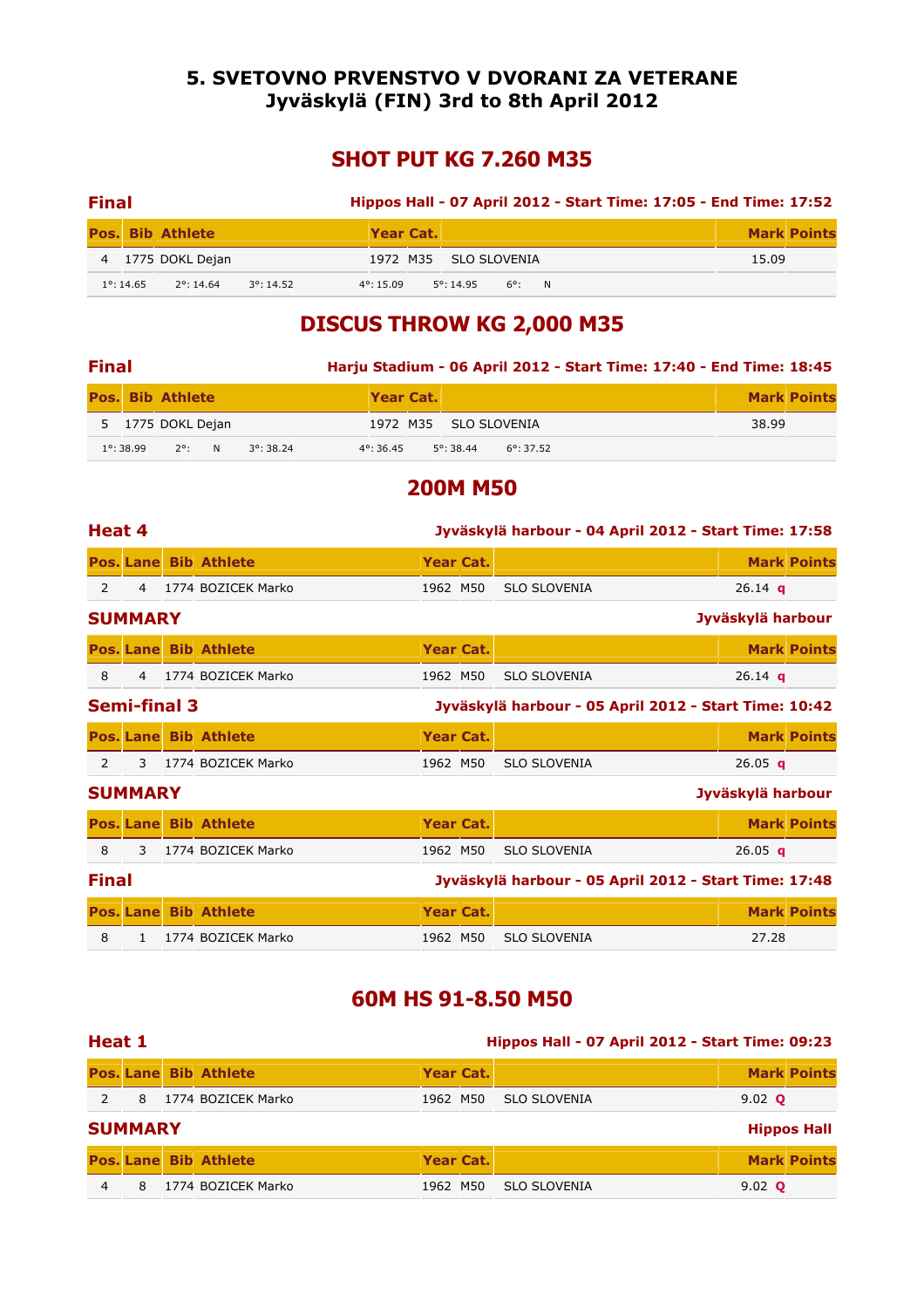## 5. SVETOVNO PRVENSTVO V DVORANI ZA VETERANE
## Jyväskylä (FIN) 3rd to 8th April 2012

# SHOT PUT KG 7.260 M35

### Final

**Hippos Hall - 07 April 2012 - Start Time: 17:05 - End Time: 17:52**

| Pos. | Bib | Athlete | Year | Cat. | | Mark | Points |
|---|---|---|---|---|---|---|---|
| 4 | 1775 | DOKL Dejan | 1972 | M35 | SLO SLOVENIA | 15.09 | |
| 1°: 14.65 | 2°: 14.64 | 3°: 14.52 | 4°: 15.09 | 5°: 14.95 | 6°: N | | |

# DISCUS THROW KG 2,000 M35

### Final

**Harju Stadium - 06 April 2012 - Start Time: 17:40 - End Time: 18:45**

| Pos. | Bib | Athlete | Year | Cat. | | Mark | Points |
|---|---|---|---|---|---|---|---|
| 5 | 1775 | DOKL Dejan | 1972 | M35 | SLO SLOVENIA | 38.99 | |
| 1°: 38.99 | 2°: N | 3°: 38.24 | 4°: 36.45 | 5°: 38.44 | 6°: 37.52 | | |

# 200M M50

### Heat 4

**Jyväskylä harbour - 04 April 2012 - Start Time: 17:58**

| Pos. | Lane | Bib | Athlete | Year | Cat. | | Mark | Points |
|---|---|---|---|---|---|---|---|---|
| 2 | 4 | 1774 | BOZICEK Marko | 1962 | M50 | SLO SLOVENIA | 26.14 q | |

### SUMMARY

**Jyväskylä harbour**

| Pos. | Lane | Bib | Athlete | Year | Cat. | | Mark | Points |
|---|---|---|---|---|---|---|---|---|
| 8 | 4 | 1774 | BOZICEK Marko | 1962 | M50 | SLO SLOVENIA | 26.14 q | |

### Semi-final 3

**Jyväskylä harbour - 05 April 2012 - Start Time: 10:42**

| Pos. | Lane | Bib | Athlete | Year | Cat. | | Mark | Points |
|---|---|---|---|---|---|---|---|---|
| 2 | 3 | 1774 | BOZICEK Marko | 1962 | M50 | SLO SLOVENIA | 26.05 q | |

### SUMMARY

**Jyväskylä harbour**

| Pos. | Lane | Bib | Athlete | Year | Cat. | | Mark | Points |
|---|---|---|---|---|---|---|---|---|
| 8 | 3 | 1774 | BOZICEK Marko | 1962 | M50 | SLO SLOVENIA | 26.05 q | |

### Final

**Jyväskylä harbour - 05 April 2012 - Start Time: 17:48**

| Pos. | Lane | Bib | Athlete | Year | Cat. | | Mark | Points |
|---|---|---|---|---|---|---|---|---|
| 8 | 1 | 1774 | BOZICEK Marko | 1962 | M50 | SLO SLOVENIA | 27.28 | |

# 60M HS 91-8.50 M50

### Heat 1

**Hippos Hall - 07 April 2012 - Start Time: 09:23**

| Pos. | Lane | Bib | Athlete | Year | Cat. | | Mark | Points |
|---|---|---|---|---|---|---|---|---|
| 2 | 8 | 1774 | BOZICEK Marko | 1962 | M50 | SLO SLOVENIA | 9.02 Q | |

### SUMMARY

**Hippos Hall**

| Pos. | Lane | Bib | Athlete | Year | Cat. | | Mark | Points |
|---|---|---|---|---|---|---|---|---|
| 4 | 8 | 1774 | BOZICEK Marko | 1962 | M50 | SLO SLOVENIA | 9.02 Q | |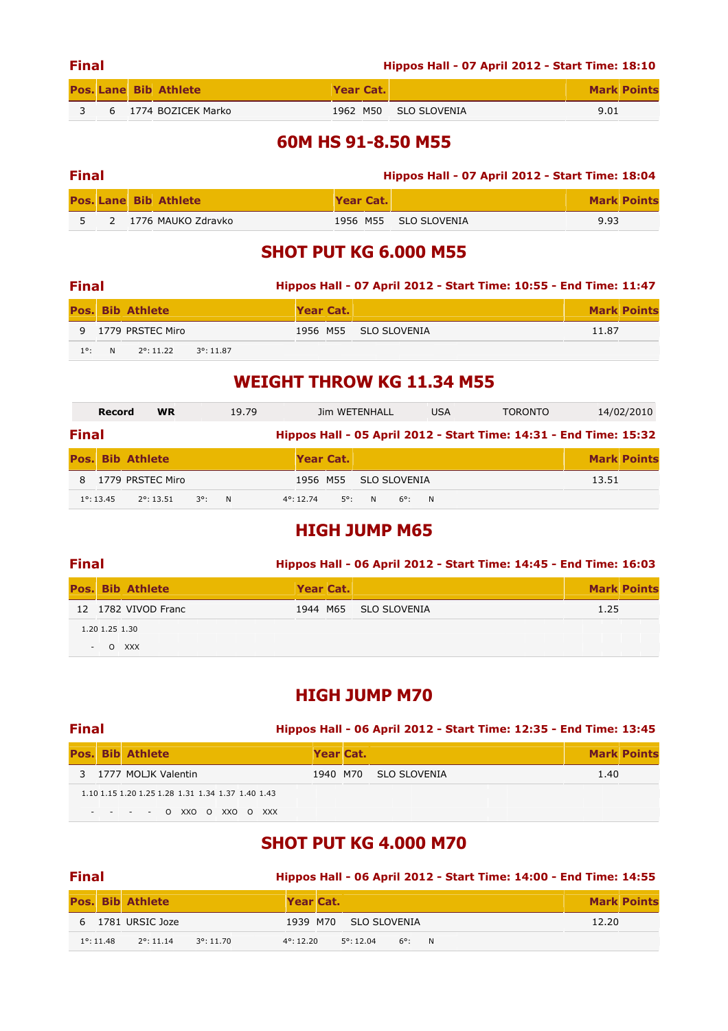**Final** — Hippos Hall - 07 April 2012 - Start Time: 18:10

| Pos. | Lane | Bib | Athlete | Year | Cat. | | Mark | Points |
|---|---|---|---|---|---|---|---|---|
| 3 | 6 | 1774 | BOZICEK Marko | 1962 | M50 | SLO SLOVENIA | 9.01 | |

## 60M HS 91-8.50 M55

**Final** — Hippos Hall - 07 April 2012 - Start Time: 18:04

| Pos. | Lane | Bib | Athlete | Year | Cat. | | Mark | Points |
|---|---|---|---|---|---|---|---|---|
| 5 | 2 | 1776 | MAUKO Zdravko | 1956 | M55 | SLO SLOVENIA | 9.93 | |

## SHOT PUT KG 6.000 M55

**Final** — Hippos Hall - 07 April 2012 - Start Time: 10:55 - End Time: 11:47

| Pos. | Bib | Athlete | Year | Cat. | | Mark | Points |
|---|---|---|---|---|---|---|---|
| 9 | 1779 | PRSTEC Miro | 1956 | M55 | SLO SLOVENIA | 11.87 | |

1°: N 2°: 11.22 3°: 11.87

## WEIGHT THROW KG 11.34 M55

| Record | WR | 19.79 | Jim WETENHALL | USA | TORONTO | 14/02/2010 |
|---|---|---|---|---|---|---|

**Final** — Hippos Hall - 05 April 2012 - Start Time: 14:31 - End Time: 15:32

| Pos. | Bib | Athlete | Year | Cat. | | Mark | Points |
|---|---|---|---|---|---|---|---|
| 8 | 1779 | PRSTEC Miro | 1956 | M55 | SLO SLOVENIA | 13.51 | |

1°: 13.45 2°: 13.51 3°: N 4°: 12.74 5°: N 6°: N

## HIGH JUMP M65

**Final** — Hippos Hall - 06 April 2012 - Start Time: 14:45 - End Time: 16:03

| Pos. | Bib | Athlete | Year | Cat. | | Mark | Points |
|---|---|---|---|---|---|---|---|
| 12 | 1782 | VIVOD Franc | 1944 | M65 | SLO SLOVENIA | 1.25 | |

| 1.20 | 1.25 | 1.30 |
|---|---|---|
| - | O | XXX |

## HIGH JUMP M70

**Final** — Hippos Hall - 06 April 2012 - Start Time: 12:35 - End Time: 13:45

| Pos. | Bib | Athlete | Year | Cat. | | Mark | Points |
|---|---|---|---|---|---|---|---|
| 3 | 1777 | MOLJK Valentin | 1940 | M70 | SLO SLOVENIA | 1.40 | |

| 1.10 | 1.15 | 1.20 | 1.25 | 1.28 | 1.31 | 1.34 | 1.37 | 1.40 | 1.43 |
|---|---|---|---|---|---|---|---|---|---|
| - | - | - | - | O | XXO | O | XXO | O | XXX |

## SHOT PUT KG 4.000 M70

**Final** — Hippos Hall - 06 April 2012 - Start Time: 14:00 - End Time: 14:55

| Pos. | Bib | Athlete | Year | Cat. | | Mark | Points |
|---|---|---|---|---|---|---|---|
| 6 | 1781 | URSIC Joze | 1939 | M70 | SLO SLOVENIA | 12.20 | |

1°: 11.48 2°: 11.14 3°: 11.70 4°: 12.20 5°: 12.04 6°: N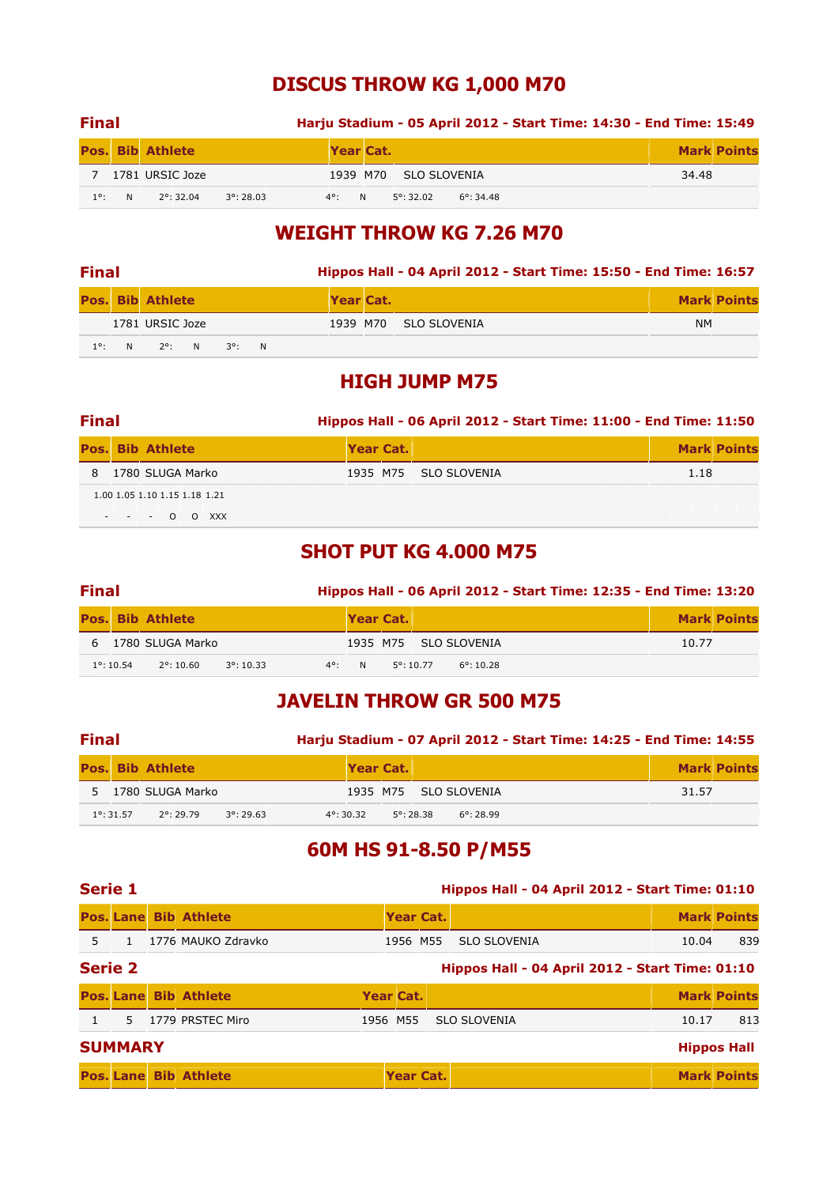# DISCUS THROW KG 1,000 M70

**Final** — **Harju Stadium - 05 April 2012 - Start Time: 14:30 - End Time: 15:49**

| Pos. | Bib | Athlete | Year | Cat. | | Mark | Points |
|---|---|---|---|---|---|---|---|
| 7 | 1781 | URSIC Joze | 1939 | M70 | SLO SLOVENIA | 34.48 | |
| 1°: N | | 2°: 32.04 | 3°: 28.03 | 4°: N | 5°: 32.02 | 6°: 34.48 | |

# WEIGHT THROW KG 7.26 M70

**Final** — **Hippos Hall - 04 April 2012 - Start Time: 15:50 - End Time: 16:57**

| Pos. | Bib | Athlete | Year | Cat. | | Mark | Points |
|---|---|---|---|---|---|---|---|
| | 1781 | URSIC Joze | 1939 | M70 | SLO SLOVENIA | NM | |
| 1°: N | | 2°: N | 3°: N | | | | |

# HIGH JUMP M75

**Final** — **Hippos Hall - 06 April 2012 - Start Time: 11:00 - End Time: 11:50**

| Pos. | Bib | Athlete | Year | Cat. | | Mark | Points |
|---|---|---|---|---|---|---|---|
| 8 | 1780 | SLUGA Marko | 1935 | M75 | SLO SLOVENIA | 1.18 | |

| 1.00 | 1.05 | 1.10 | 1.15 | 1.18 | 1.21 |
|---|---|---|---|---|---|
| - | - | - | O | O | XXX |

# SHOT PUT KG 4.000 M75

**Final** — **Hippos Hall - 06 April 2012 - Start Time: 12:35 - End Time: 13:20**

| Pos. | Bib | Athlete | Year | Cat. | | Mark | Points |
|---|---|---|---|---|---|---|---|
| 6 | 1780 | SLUGA Marko | 1935 | M75 | SLO SLOVENIA | 10.77 | |
| 1°: 10.54 | | 2°: 10.60 | 3°: 10.33 | 4°: N | 5°: 10.77 | 6°: 10.28 | |

# JAVELIN THROW GR 500 M75

**Final** — **Harju Stadium - 07 April 2012 - Start Time: 14:25 - End Time: 14:55**

| Pos. | Bib | Athlete | Year | Cat. | | Mark | Points |
|---|---|---|---|---|---|---|---|
| 5 | 1780 | SLUGA Marko | 1935 | M75 | SLO SLOVENIA | 31.57 | |
| 1°: 31.57 | | 2°: 29.79 | 3°: 29.63 | 4°: 30.32 | 5°: 28.38 | 6°: 28.99 | |

# 60M HS 91-8.50 P/M55

**Serie 1** — **Hippos Hall - 04 April 2012 - Start Time: 01:10**

| Pos. | Lane | Bib | Athlete | Year | Cat. | | Mark | Points |
|---|---|---|---|---|---|---|---|---|
| 5 | 1 | 1776 | MAUKO Zdravko | 1956 | M55 | SLO SLOVENIA | 10.04 | 839 |

**Serie 2** — **Hippos Hall - 04 April 2012 - Start Time: 01:10**

| Pos. | Lane | Bib | Athlete | Year | Cat. | | Mark | Points |
|---|---|---|---|---|---|---|---|---|
| 1 | 5 | 1779 | PRSTEC Miro | 1956 | M55 | SLO SLOVENIA | 10.17 | 813 |

**SUMMARY** — **Hippos Hall**

| Pos. | Lane | Bib | Athlete | Year | Cat. | | Mark | Points |
|---|---|---|---|---|---|---|---|---|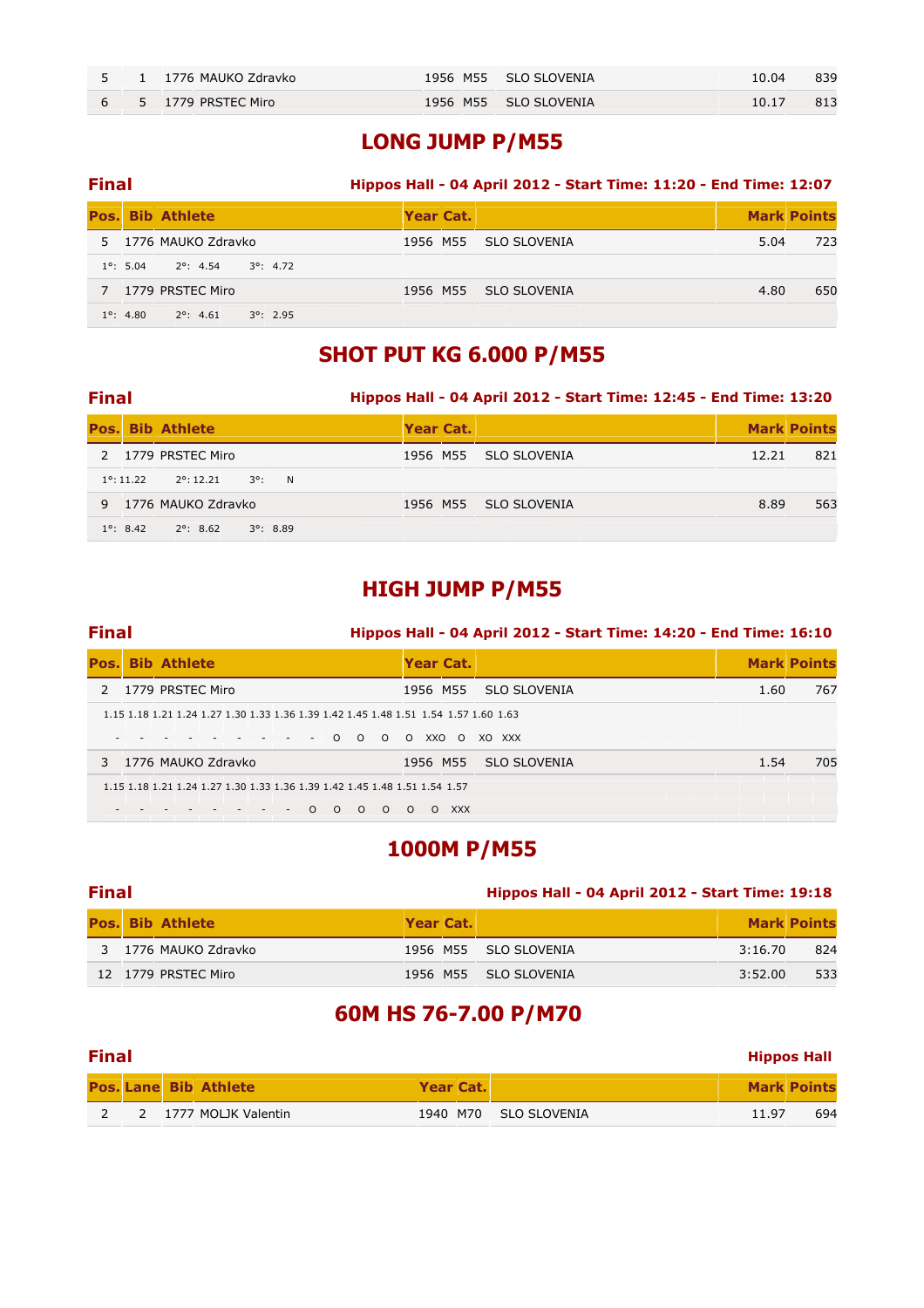| 5 | 1 | 1776 MAUKO Zdravko | 1956 | M55 | SLO SLOVENIA | 10.04 | 839 |
|---|---|---|---|---|---|---|---|
| 6 | 5 | 1779 PRSTEC Miro | 1956 | M55 | SLO SLOVENIA | 10.17 | 813 |

## LONG JUMP P/M55

**Final** — **Hippos Hall - 04 April 2012 - Start Time: 11:20 - End Time: 12:07**

| Pos. | Bib | Athlete | Year | Cat. | | Mark | Points |
|---|---|---|---|---|---|---|---|
| 5 | 1776 | MAUKO Zdravko | 1956 | M55 | SLO SLOVENIA | 5.04 | 723 |
| 1°: 5.04 | 2°: 4.54 | 3°: 4.72 | | | | | |
| 7 | 1779 | PRSTEC Miro | 1956 | M55 | SLO SLOVENIA | 4.80 | 650 |
| 1°: 4.80 | 2°: 4.61 | 3°: 2.95 | | | | | |

## SHOT PUT KG 6.000 P/M55

**Final** — **Hippos Hall - 04 April 2012 - Start Time: 12:45 - End Time: 13:20**

| Pos. | Bib | Athlete | Year | Cat. | | Mark | Points |
|---|---|---|---|---|---|---|---|
| 2 | 1779 | PRSTEC Miro | 1956 | M55 | SLO SLOVENIA | 12.21 | 821 |
| 1°: 11.22 | 2°: 12.21 | 3°: N | | | | | |
| 9 | 1776 | MAUKO Zdravko | 1956 | M55 | SLO SLOVENIA | 8.89 | 563 |
| 1°: 8.42 | 2°: 8.62 | 3°: 8.89 | | | | | |

## HIGH JUMP P/M55

**Final** — **Hippos Hall - 04 April 2012 - Start Time: 14:20 - End Time: 16:10**

| Pos. | Bib | Athlete | Year | Cat. | | Mark | Points |
|---|---|---|---|---|---|---|---|
| 2 | 1779 | PRSTEC Miro | 1956 | M55 | SLO SLOVENIA | 1.60 | 767 |
| 3 | 1776 | MAUKO Zdravko | 1956 | M55 | SLO SLOVENIA | 1.54 | 705 |

PRSTEC Miro:

| 1.15 | 1.18 | 1.21 | 1.24 | 1.27 | 1.30 | 1.33 | 1.36 | 1.39 | 1.42 | 1.45 | 1.48 | 1.51 | 1.54 | 1.57 | 1.60 | 1.63 |
|---|---|---|---|---|---|---|---|---|---|---|---|---|---|---|---|---|
| - | - | - | - | - | - | - | - | - | O | O | O | O | XXO | O | XO | XXX |

MAUKO Zdravko:

| 1.15 | 1.18 | 1.21 | 1.24 | 1.27 | 1.30 | 1.33 | 1.36 | 1.39 | 1.42 | 1.45 | 1.48 | 1.51 | 1.54 | 1.57 |
|---|---|---|---|---|---|---|---|---|---|---|---|---|---|---|
| - | - | - | - | - | - | - | - | O | O | O | O | O | O | XXX |

## 1000M P/M55

**Final** — **Hippos Hall - 04 April 2012 - Start Time: 19:18**

| Pos. | Bib | Athlete | Year | Cat. | | Mark | Points |
|---|---|---|---|---|---|---|---|
| 3 | 1776 | MAUKO Zdravko | 1956 | M55 | SLO SLOVENIA | 3:16.70 | 824 |
| 12 | 1779 | PRSTEC Miro | 1956 | M55 | SLO SLOVENIA | 3:52.00 | 533 |

## 60M HS 76-7.00 P/M70

**Final** — **Hippos Hall**

| Pos. | Lane | Bib | Athlete | Year | Cat. | | Mark | Points |
|---|---|---|---|---|---|---|---|---|
| 2 | 2 | 1777 | MOLJK Valentin | 1940 | M70 | SLO SLOVENIA | 11.97 | 694 |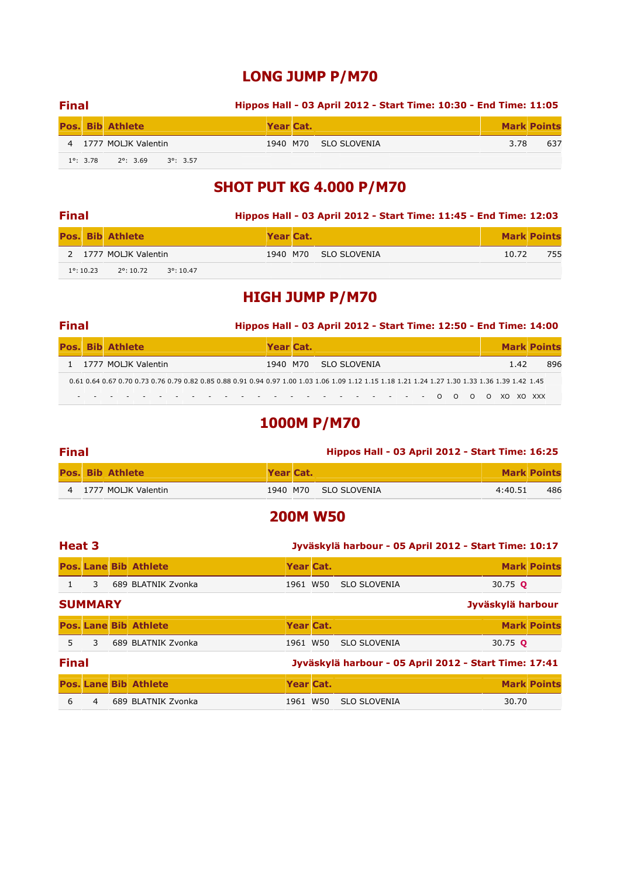# LONG JUMP P/M70

## Final

**Hippos Hall - 03 April 2012 - Start Time: 10:30 - End Time: 11:05**

| Pos. | Bib | Athlete | Year | Cat. | | Mark | Points |
|---|---|---|---|---|---|---|---|
| 4 | 1777 | MOLJK Valentin | 1940 | M70 | SLO SLOVENIA | 3.78 | 637 |

1°: 3.78  2°: 3.69  3°: 3.57

# SHOT PUT KG 4.000 P/M70

## Final

**Hippos Hall - 03 April 2012 - Start Time: 11:45 - End Time: 12:03**

| Pos. | Bib | Athlete | Year | Cat. | | Mark | Points |
|---|---|---|---|---|---|---|---|
| 2 | 1777 | MOLJK Valentin | 1940 | M70 | SLO SLOVENIA | 10.72 | 755 |

1°: 10.23  2°: 10.72  3°: 10.47

# HIGH JUMP P/M70

## Final

**Hippos Hall - 03 April 2012 - Start Time: 12:50 - End Time: 14:00**

| Pos. | Bib | Athlete | Year | Cat. | | Mark | Points |
|---|---|---|---|---|---|---|---|
| 1 | 1777 | MOLJK Valentin | 1940 | M70 | SLO SLOVENIA | 1.42 | 896 |

| 0.61 | 0.64 | 0.67 | 0.70 | 0.73 | 0.76 | 0.79 | 0.82 | 0.85 | 0.88 | 0.91 | 0.94 | 0.97 | 1.00 | 1.03 | 1.06 | 1.09 | 1.12 | 1.15 | 1.18 | 1.21 | 1.24 | 1.27 | 1.30 | 1.33 | 1.36 | 1.39 | 1.42 | 1.45 |
|---|---|---|---|---|---|---|---|---|---|---|---|---|---|---|---|---|---|---|---|---|---|---|---|---|---|---|---|---|
| - | - | - | - | - | - | - | - | - | - | - | - | - | - | - | - | - | - | - | - | - | - | O | O | O | O | XO | XO | XXX |

# 1000M P/M70

## Final

**Hippos Hall - 03 April 2012 - Start Time: 16:25**

| Pos. | Bib | Athlete | Year | Cat. | | Mark | Points |
|---|---|---|---|---|---|---|---|
| 4 | 1777 | MOLJK Valentin | 1940 | M70 | SLO SLOVENIA | 4:40.51 | 486 |

# 200M W50

## Heat 3

**Jyväskylä harbour - 05 April 2012 - Start Time: 10:17**

| Pos. | Lane | Bib | Athlete | Year | Cat. | | Mark | Points |
|---|---|---|---|---|---|---|---|---|
| 1 | 3 | 689 | BLATNIK Zvonka | 1961 | W50 | SLO SLOVENIA | 30.75 Q | |

## SUMMARY

**Jyväskylä harbour**

| Pos. | Lane | Bib | Athlete | Year | Cat. | | Mark | Points |
|---|---|---|---|---|---|---|---|---|
| 5 | 3 | 689 | BLATNIK Zvonka | 1961 | W50 | SLO SLOVENIA | 30.75 Q | |

## Final

**Jyväskylä harbour - 05 April 2012 - Start Time: 17:41**

| Pos. | Lane | Bib | Athlete | Year | Cat. | | Mark | Points |
|---|---|---|---|---|---|---|---|---|
| 6 | 4 | 689 | BLATNIK Zvonka | 1961 | W50 | SLO SLOVENIA | 30.70 | |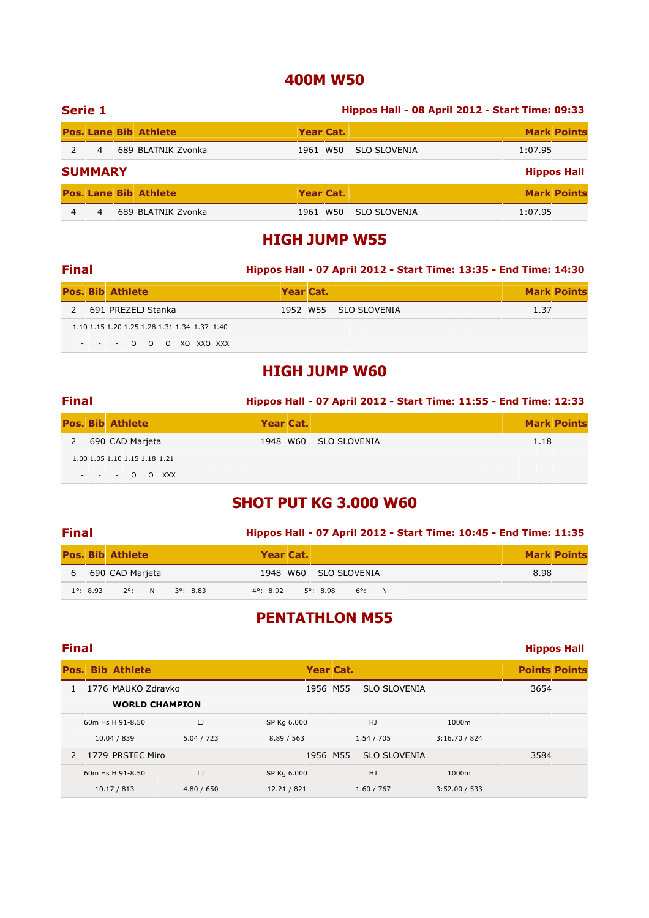# 400M W50

## Serie 1

**Hippos Hall - 08 April 2012 - Start Time: 09:33**

| Pos. | Lane | Bib | Athlete | Year | Cat. | | Mark | Points |
|---|---|---|---|---|---|---|---|---|
| 2 | 4 | 689 | BLATNIK Zvonka | 1961 | W50 | SLO SLOVENIA | 1:07.95 | |

## SUMMARY

**Hippos Hall**

| Pos. | Lane | Bib | Athlete | Year | Cat. | | Mark | Points |
|---|---|---|---|---|---|---|---|---|
| 4 | 4 | 689 | BLATNIK Zvonka | 1961 | W50 | SLO SLOVENIA | 1:07.95 | |

# HIGH JUMP W55

## Final

**Hippos Hall - 07 April 2012 - Start Time: 13:35 - End Time: 14:30**

| Pos. | Bib | Athlete | Year | Cat. | | Mark | Points |
|---|---|---|---|---|---|---|---|
| 2 | 691 | PREZELJ Stanka | 1952 | W55 | SLO SLOVENIA | 1.37 | |

| 1.10 | 1.15 | 1.20 | 1.25 | 1.28 | 1.31 | 1.34 | 1.37 | 1.40 |
|---|---|---|---|---|---|---|---|---|
| - | - | - | O | O | O | XO | XXO | XXX |

# HIGH JUMP W60

## Final

**Hippos Hall - 07 April 2012 - Start Time: 11:55 - End Time: 12:33**

| Pos. | Bib | Athlete | Year | Cat. | | Mark | Points |
|---|---|---|---|---|---|---|---|
| 2 | 690 | CAD Marjeta | 1948 | W60 | SLO SLOVENIA | 1.18 | |

| 1.00 | 1.05 | 1.10 | 1.15 | 1.18 | 1.21 |
|---|---|---|---|---|---|
| - | - | - | O | O | XXX |

# SHOT PUT KG 3.000 W60

## Final

**Hippos Hall - 07 April 2012 - Start Time: 10:45 - End Time: 11:35**

| Pos. | Bib | Athlete | Year | Cat. | | Mark | Points |
|---|---|---|---|---|---|---|---|
| 6 | 690 | CAD Marjeta | 1948 | W60 | SLO SLOVENIA | 8.98 | |

1°: 8.93 2°: N 3°: 8.83 4°: 8.92 5°: 8.98 6°: N

# PENTATHLON M55

## Final

**Hippos Hall**

| Pos. | Bib | Athlete | Year | Cat. | | Points | Points |
|---|---|---|---|---|---|---|---|
| 1 | 1776 | MAUKO Zdravko | 1956 | M55 | SLO SLOVENIA | 3654 | |
| | | **WORLD CHAMPION** | | | | | |
| 2 | 1779 | PRSTEC Miro | 1956 | M55 | SLO SLOVENIA | 3584 | |

MAUKO Zdravko:

| 60m Hs H 91-8.50 | LJ | SP Kg 6.000 | HJ | 1000m |
|---|---|---|---|---|
| 10.04 / 839 | 5.04 / 723 | 8.89 / 563 | 1.54 / 705 | 3:16.70 / 824 |

PRSTEC Miro:

| 60m Hs H 91-8.50 | LJ | SP Kg 6.000 | HJ | 1000m |
|---|---|---|---|---|
| 10.17 / 813 | 4.80 / 650 | 12.21 / 821 | 1.60 / 767 | 3:52.00 / 533 |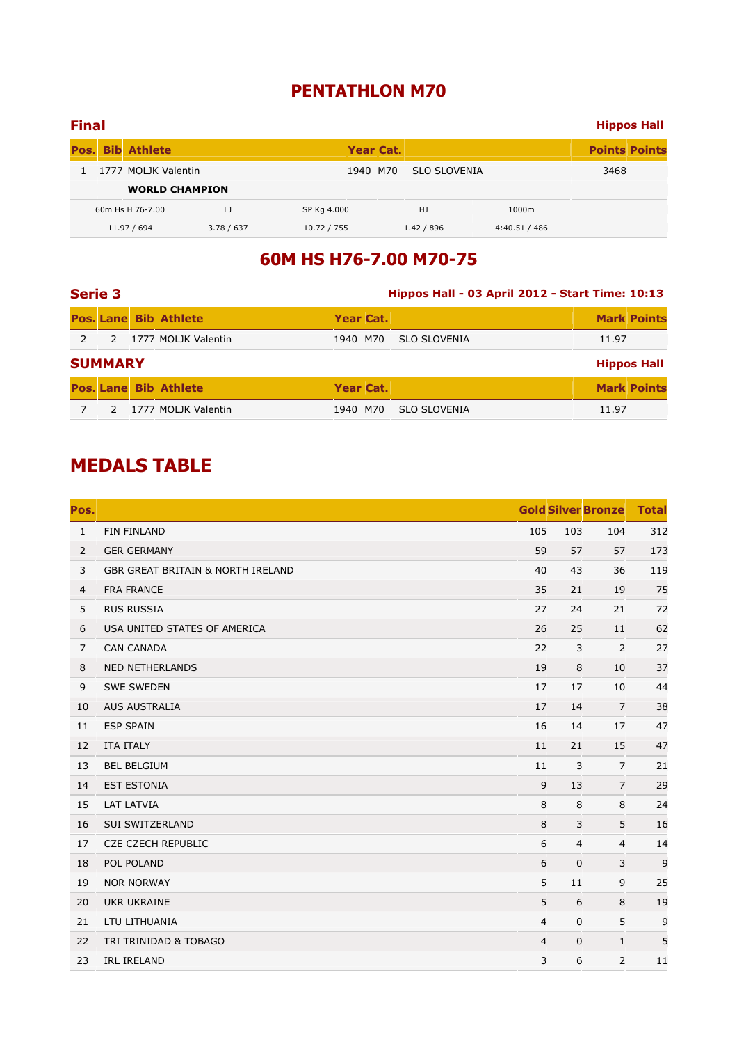# PENTATHLON M70

## Final

**Hippos Hall**

| Pos. | Bib | Athlete | Year | Cat. | | Points | Points |
|---|---|---|---|---|---|---|---|
| 1 | 1777 | MOLJK Valentin | 1940 | M70 | SLO SLOVENIA | 3468 | |
| | | **WORLD CHAMPION** | | | | | |

| 60m Hs H 76-7.00 | LJ | SP Kg 4.000 | HJ | 1000m |
|---|---|---|---|---|
| 11.97 / 694 | 3.78 / 637 | 10.72 / 755 | 1.42 / 896 | 4:40.51 / 486 |

# 60M HS H76-7.00 M70-75

## Serie 3

**Hippos Hall - 03 April 2012 - Start Time: 10:13**

| Pos. | Lane | Bib | Athlete | Year | Cat. | | Mark | Points |
|---|---|---|---|---|---|---|---|---|
| 2 | 2 | 1777 | MOLJK Valentin | 1940 | M70 | SLO SLOVENIA | 11.97 | |

## SUMMARY

**Hippos Hall**

| Pos. | Lane | Bib | Athlete | Year | Cat. | | Mark | Points |
|---|---|---|---|---|---|---|---|---|
| 7 | 2 | 1777 | MOLJK Valentin | 1940 | M70 | SLO SLOVENIA | 11.97 | |

# MEDALS TABLE

| Pos. | | Gold | Silver | Bronze | Total |
|---|---|---|---|---|---|
| 1 | FIN FINLAND | 105 | 103 | 104 | 312 |
| 2 | GER GERMANY | 59 | 57 | 57 | 173 |
| 3 | GBR GREAT BRITAIN & NORTH IRELAND | 40 | 43 | 36 | 119 |
| 4 | FRA FRANCE | 35 | 21 | 19 | 75 |
| 5 | RUS RUSSIA | 27 | 24 | 21 | 72 |
| 6 | USA UNITED STATES OF AMERICA | 26 | 25 | 11 | 62 |
| 7 | CAN CANADA | 22 | 3 | 2 | 27 |
| 8 | NED NETHERLANDS | 19 | 8 | 10 | 37 |
| 9 | SWE SWEDEN | 17 | 17 | 10 | 44 |
| 10 | AUS AUSTRALIA | 17 | 14 | 7 | 38 |
| 11 | ESP SPAIN | 16 | 14 | 17 | 47 |
| 12 | ITA ITALY | 11 | 21 | 15 | 47 |
| 13 | BEL BELGIUM | 11 | 3 | 7 | 21 |
| 14 | EST ESTONIA | 9 | 13 | 7 | 29 |
| 15 | LAT LATVIA | 8 | 8 | 8 | 24 |
| 16 | SUI SWITZERLAND | 8 | 3 | 5 | 16 |
| 17 | CZE CZECH REPUBLIC | 6 | 4 | 4 | 14 |
| 18 | POL POLAND | 6 | 0 | 3 | 9 |
| 19 | NOR NORWAY | 5 | 11 | 9 | 25 |
| 20 | UKR UKRAINE | 5 | 6 | 8 | 19 |
| 21 | LTU LITHUANIA | 4 | 0 | 5 | 9 |
| 22 | TRI TRINIDAD & TOBAGO | 4 | 0 | 1 | 5 |
| 23 | IRL IRELAND | 3 | 6 | 2 | 11 |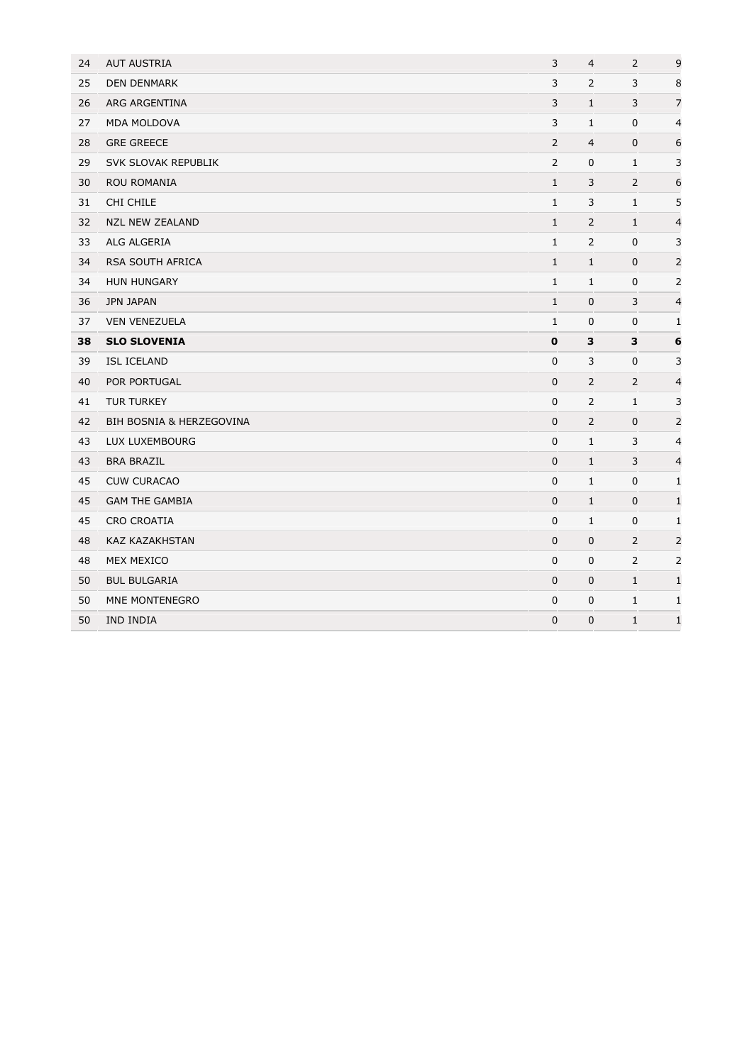| | | | | | |
|---|---|---|---|---|---|
| 24 | AUT AUSTRIA | 3 | 4 | 2 | 9 |
| 25 | DEN DENMARK | 3 | 2 | 3 | 8 |
| 26 | ARG ARGENTINA | 3 | 1 | 3 | 7 |
| 27 | MDA MOLDOVA | 3 | 1 | 0 | 4 |
| 28 | GRE GREECE | 2 | 4 | 0 | 6 |
| 29 | SVK SLOVAK REPUBLIK | 2 | 0 | 1 | 3 |
| 30 | ROU ROMANIA | 1 | 3 | 2 | 6 |
| 31 | CHI CHILE | 1 | 3 | 1 | 5 |
| 32 | NZL NEW ZEALAND | 1 | 2 | 1 | 4 |
| 33 | ALG ALGERIA | 1 | 2 | 0 | 3 |
| 34 | RSA SOUTH AFRICA | 1 | 1 | 0 | 2 |
| 34 | HUN HUNGARY | 1 | 1 | 0 | 2 |
| 36 | JPN JAPAN | 1 | 0 | 3 | 4 |
| 37 | VEN VENEZUELA | 1 | 0 | 0 | 1 |
| **38** | **SLO SLOVENIA** | **0** | **3** | **3** | **6** |
| 39 | ISL ICELAND | 0 | 3 | 0 | 3 |
| 40 | POR PORTUGAL | 0 | 2 | 2 | 4 |
| 41 | TUR TURKEY | 0 | 2 | 1 | 3 |
| 42 | BIH BOSNIA & HERZEGOVINA | 0 | 2 | 0 | 2 |
| 43 | LUX LUXEMBOURG | 0 | 1 | 3 | 4 |
| 43 | BRA BRAZIL | 0 | 1 | 3 | 4 |
| 45 | CUW CURACAO | 0 | 1 | 0 | 1 |
| 45 | GAM THE GAMBIA | 0 | 1 | 0 | 1 |
| 45 | CRO CROATIA | 0 | 1 | 0 | 1 |
| 48 | KAZ KAZAKHSTAN | 0 | 0 | 2 | 2 |
| 48 | MEX MEXICO | 0 | 0 | 2 | 2 |
| 50 | BUL BULGARIA | 0 | 0 | 1 | 1 |
| 50 | MNE MONTENEGRO | 0 | 0 | 1 | 1 |
| 50 | IND INDIA | 0 | 0 | 1 | 1 |